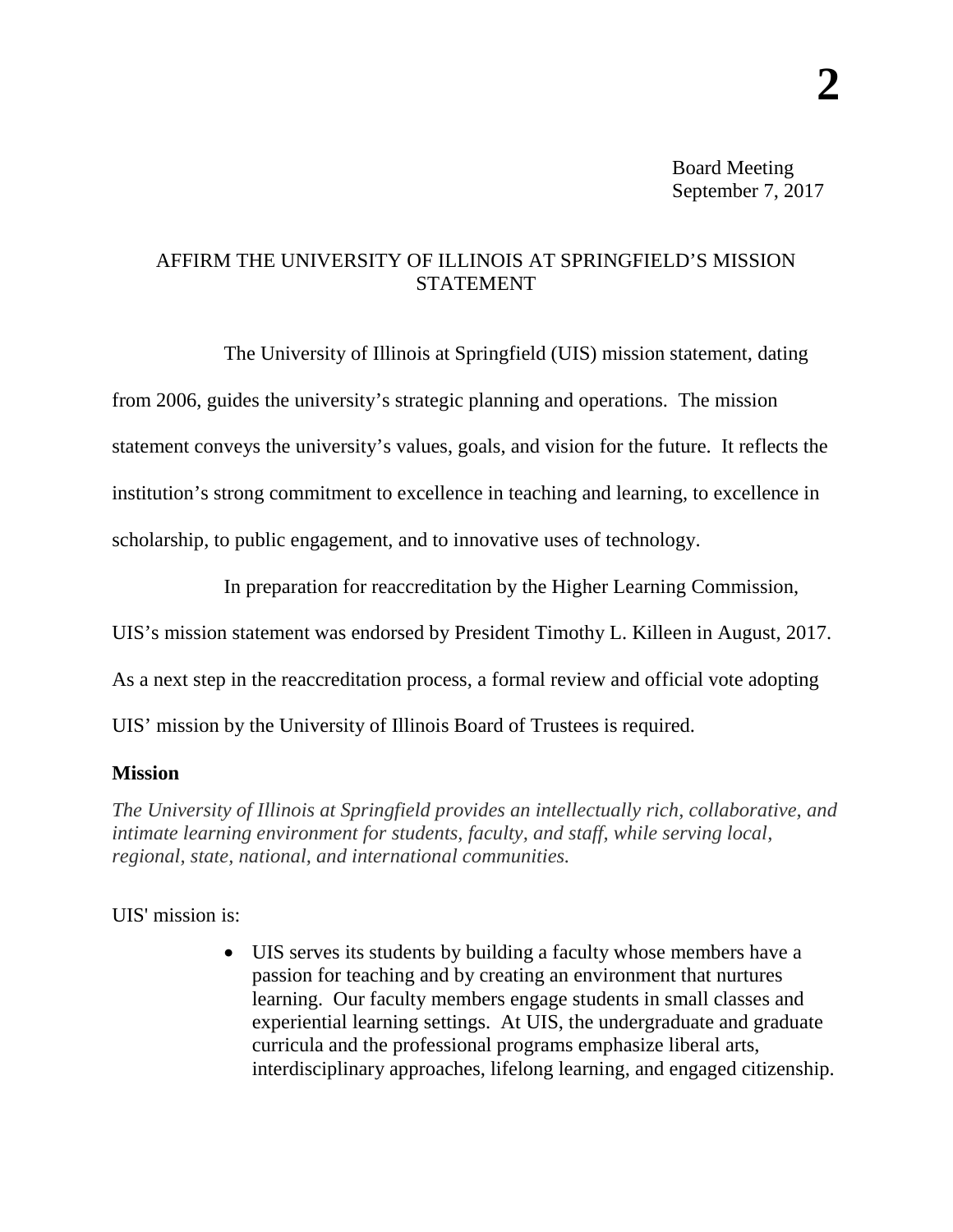**2**

Board Meeting
September 7, 2017

# AFFIRM THE UNIVERSITY OF ILLINOIS AT SPRINGFIELD'S MISSION STATEMENT

The University of Illinois at Springfield (UIS) mission statement, dating from 2006, guides the university's strategic planning and operations. The mission statement conveys the university's values, goals, and vision for the future. It reflects the institution's strong commitment to excellence in teaching and learning, to excellence in scholarship, to public engagement, and to innovative uses of technology.

In preparation for reaccreditation by the Higher Learning Commission, UIS's mission statement was endorsed by President Timothy L. Killeen in August, 2017. As a next step in the reaccreditation process, a formal review and official vote adopting UIS' mission by the University of Illinois Board of Trustees is required.

**Mission**

*The University of Illinois at Springfield provides an intellectually rich, collaborative, and intimate learning environment for students, faculty, and staff, while serving local, regional, state, national, and international communities.*

UIS' mission is:

- UIS serves its students by building a faculty whose members have a passion for teaching and by creating an environment that nurtures learning. Our faculty members engage students in small classes and experiential learning settings. At UIS, the undergraduate and graduate curricula and the professional programs emphasize liberal arts, interdisciplinary approaches, lifelong learning, and engaged citizenship.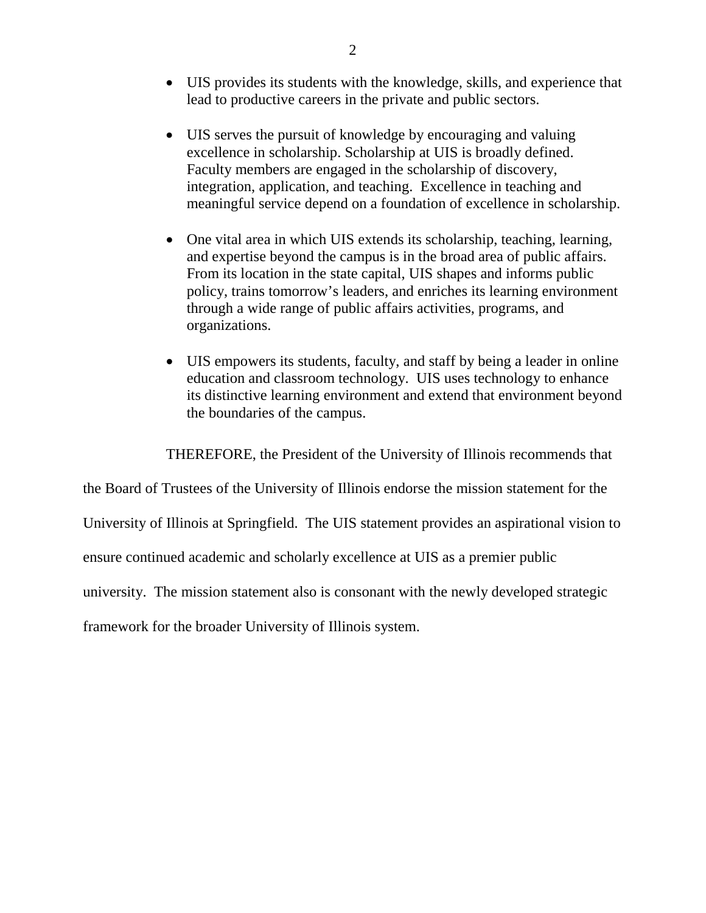- UIS provides its students with the knowledge, skills, and experience that lead to productive careers in the private and public sectors.

- UIS serves the pursuit of knowledge by encouraging and valuing excellence in scholarship. Scholarship at UIS is broadly defined. Faculty members are engaged in the scholarship of discovery, integration, application, and teaching. Excellence in teaching and meaningful service depend on a foundation of excellence in scholarship.

- One vital area in which UIS extends its scholarship, teaching, learning, and expertise beyond the campus is in the broad area of public affairs. From its location in the state capital, UIS shapes and informs public policy, trains tomorrow's leaders, and enriches its learning environment through a wide range of public affairs activities, programs, and organizations.

- UIS empowers its students, faculty, and staff by being a leader in online education and classroom technology. UIS uses technology to enhance its distinctive learning environment and extend that environment beyond the boundaries of the campus.

THEREFORE, the President of the University of Illinois recommends that the Board of Trustees of the University of Illinois endorse the mission statement for the University of Illinois at Springfield. The UIS statement provides an aspirational vision to ensure continued academic and scholarly excellence at UIS as a premier public university. The mission statement also is consonant with the newly developed strategic framework for the broader University of Illinois system.